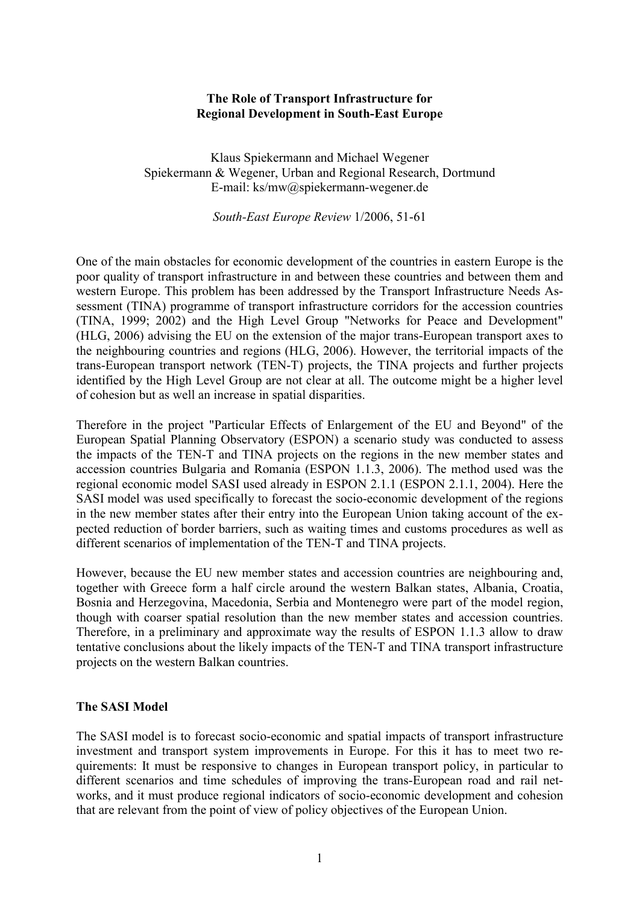**The Role of Transport Infrastructure for Regional Development in South-East Europe**

Klaus Spiekermann and Michael Wegener
Spiekermann & Wegener, Urban and Regional Research, Dortmund
E-mail: ks/mw@spiekermann-wegener.de

*South-East Europe Review* 1/2006, 51-61

One of the main obstacles for economic development of the countries in eastern Europe is the poor quality of transport infrastructure in and between these countries and between them and western Europe. This problem has been addressed by the Transport Infrastructure Needs Assessment (TINA) programme of transport infrastructure corridors for the accession countries (TINA, 1999; 2002) and the High Level Group "Networks for Peace and Development" (HLG, 2006) advising the EU on the extension of the major trans-European transport axes to the neighbouring countries and regions (HLG, 2006). However, the territorial impacts of the trans-European transport network (TEN-T) projects, the TINA projects and further projects identified by the High Level Group are not clear at all. The outcome might be a higher level of cohesion but as well an increase in spatial disparities.

Therefore in the project "Particular Effects of Enlargement of the EU and Beyond" of the European Spatial Planning Observatory (ESPON) a scenario study was conducted to assess the impacts of the TEN-T and TINA projects on the regions in the new member states and accession countries Bulgaria and Romania (ESPON 1.1.3, 2006). The method used was the regional economic model SASI used already in ESPON 2.1.1 (ESPON 2.1.1, 2004). Here the SASI model was used specifically to forecast the socio-economic development of the regions in the new member states after their entry into the European Union taking account of the expected reduction of border barriers, such as waiting times and customs procedures as well as different scenarios of implementation of the TEN-T and TINA projects.

However, because the EU new member states and accession countries are neighbouring and, together with Greece form a half circle around the western Balkan states, Albania, Croatia, Bosnia and Herzegovina, Macedonia, Serbia and Montenegro were part of the model region, though with coarser spatial resolution than the new member states and accession countries. Therefore, in a preliminary and approximate way the results of ESPON 1.1.3 allow to draw tentative conclusions about the likely impacts of the TEN-T and TINA transport infrastructure projects on the western Balkan countries.

## The SASI Model

The SASI model is to forecast socio-economic and spatial impacts of transport infrastructure investment and transport system improvements in Europe. For this it has to meet two requirements: It must be responsive to changes in European transport policy, in particular to different scenarios and time schedules of improving the trans-European road and rail networks, and it must produce regional indicators of socio-economic development and cohesion that are relevant from the point of view of policy objectives of the European Union.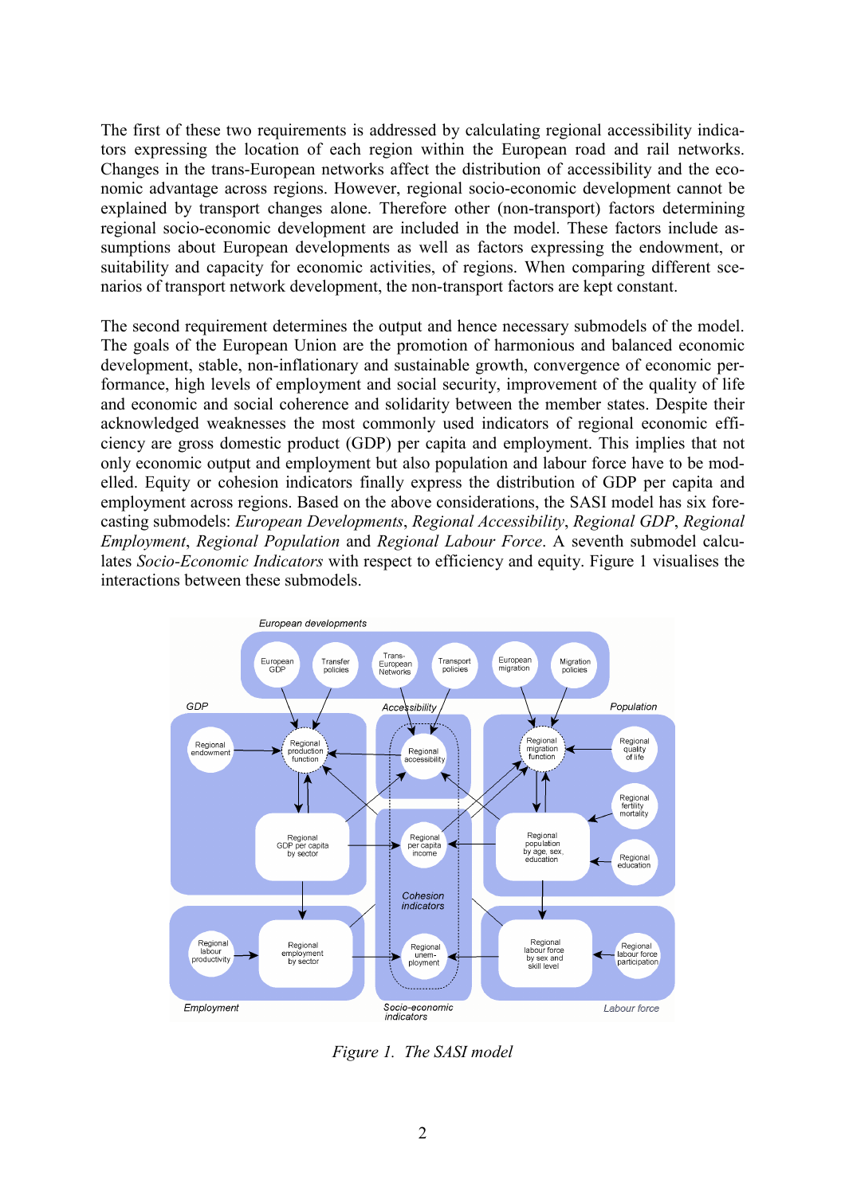The first of these two requirements is addressed by calculating regional accessibility indicators expressing the location of each region within the European road and rail networks. Changes in the trans-European networks affect the distribution of accessibility and the economic advantage across regions. However, regional socio-economic development cannot be explained by transport changes alone. Therefore other (non-transport) factors determining regional socio-economic development are included in the model. These factors include assumptions about European developments as well as factors expressing the endowment, or suitability and capacity for economic activities, of regions. When comparing different scenarios of transport network development, the non-transport factors are kept constant.

The second requirement determines the output and hence necessary submodels of the model. The goals of the European Union are the promotion of harmonious and balanced economic development, stable, non-inflationary and sustainable growth, convergence of economic performance, high levels of employment and social security, improvement of the quality of life and economic and social coherence and solidarity between the member states. Despite their acknowledged weaknesses the most commonly used indicators of regional economic efficiency are gross domestic product (GDP) per capita and employment. This implies that not only economic output and employment but also population and labour force have to be modelled. Equity or cohesion indicators finally express the distribution of GDP per capita and employment across regions. Based on the above considerations, the SASI model has six forecasting submodels: *European Developments*, *Regional Accessibility*, *Regional GDP*, *Regional Employment*, *Regional Population* and *Regional Labour Force*. A seventh submodel calculates *Socio-Economic Indicators* with respect to efficiency and equity. Figure 1 visualises the interactions between these submodels.

*Figure 1. The SASI model*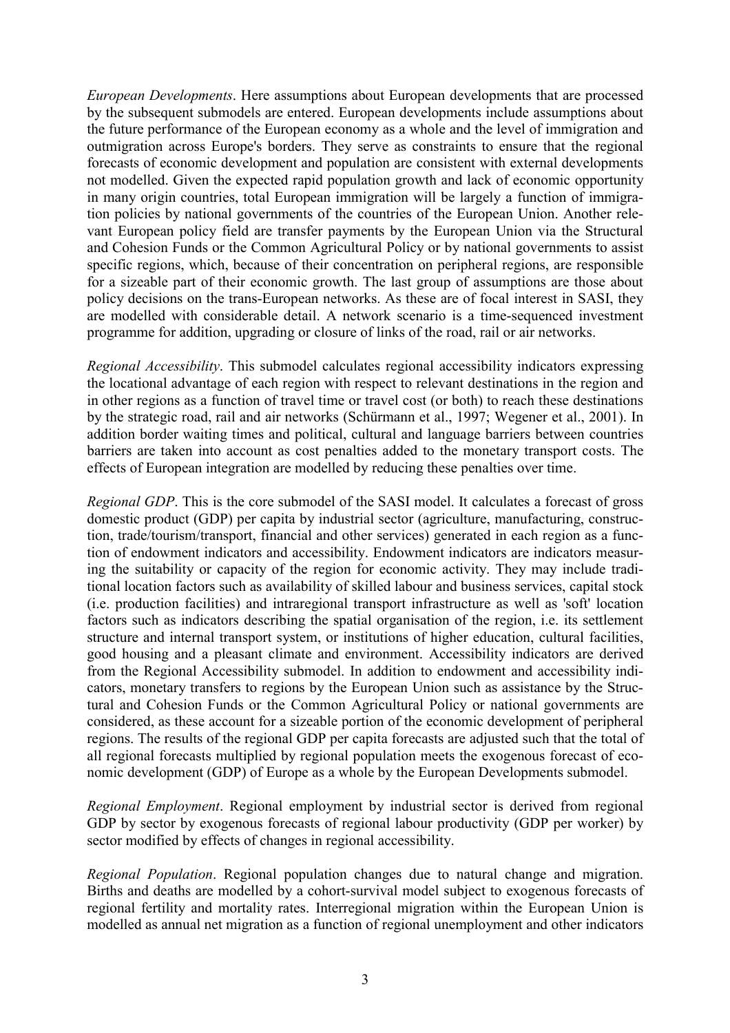*European Developments*. Here assumptions about European developments that are processed by the subsequent submodels are entered. European developments include assumptions about the future performance of the European economy as a whole and the level of immigration and outmigration across Europe's borders. They serve as constraints to ensure that the regional forecasts of economic development and population are consistent with external developments not modelled. Given the expected rapid population growth and lack of economic opportunity in many origin countries, total European immigration will be largely a function of immigration policies by national governments of the countries of the European Union. Another relevant European policy field are transfer payments by the European Union via the Structural and Cohesion Funds or the Common Agricultural Policy or by national governments to assist specific regions, which, because of their concentration on peripheral regions, are responsible for a sizeable part of their economic growth. The last group of assumptions are those about policy decisions on the trans-European networks. As these are of focal interest in SASI, they are modelled with considerable detail. A network scenario is a time-sequenced investment programme for addition, upgrading or closure of links of the road, rail or air networks.

*Regional Accessibility*. This submodel calculates regional accessibility indicators expressing the locational advantage of each region with respect to relevant destinations in the region and in other regions as a function of travel time or travel cost (or both) to reach these destinations by the strategic road, rail and air networks (Schürmann et al., 1997; Wegener et al., 2001). In addition border waiting times and political, cultural and language barriers between countries barriers are taken into account as cost penalties added to the monetary transport costs. The effects of European integration are modelled by reducing these penalties over time.

*Regional GDP*. This is the core submodel of the SASI model. It calculates a forecast of gross domestic product (GDP) per capita by industrial sector (agriculture, manufacturing, construction, trade/tourism/transport, financial and other services) generated in each region as a function of endowment indicators and accessibility. Endowment indicators are indicators measuring the suitability or capacity of the region for economic activity. They may include traditional location factors such as availability of skilled labour and business services, capital stock (i.e. production facilities) and intraregional transport infrastructure as well as 'soft' location factors such as indicators describing the spatial organisation of the region, i.e. its settlement structure and internal transport system, or institutions of higher education, cultural facilities, good housing and a pleasant climate and environment. Accessibility indicators are derived from the Regional Accessibility submodel. In addition to endowment and accessibility indicators, monetary transfers to regions by the European Union such as assistance by the Structural and Cohesion Funds or the Common Agricultural Policy or national governments are considered, as these account for a sizeable portion of the economic development of peripheral regions. The results of the regional GDP per capita forecasts are adjusted such that the total of all regional forecasts multiplied by regional population meets the exogenous forecast of economic development (GDP) of Europe as a whole by the European Developments submodel.

*Regional Employment*. Regional employment by industrial sector is derived from regional GDP by sector by exogenous forecasts of regional labour productivity (GDP per worker) by sector modified by effects of changes in regional accessibility.

*Regional Population*. Regional population changes due to natural change and migration. Births and deaths are modelled by a cohort-survival model subject to exogenous forecasts of regional fertility and mortality rates. Interregional migration within the European Union is modelled as annual net migration as a function of regional unemployment and other indicators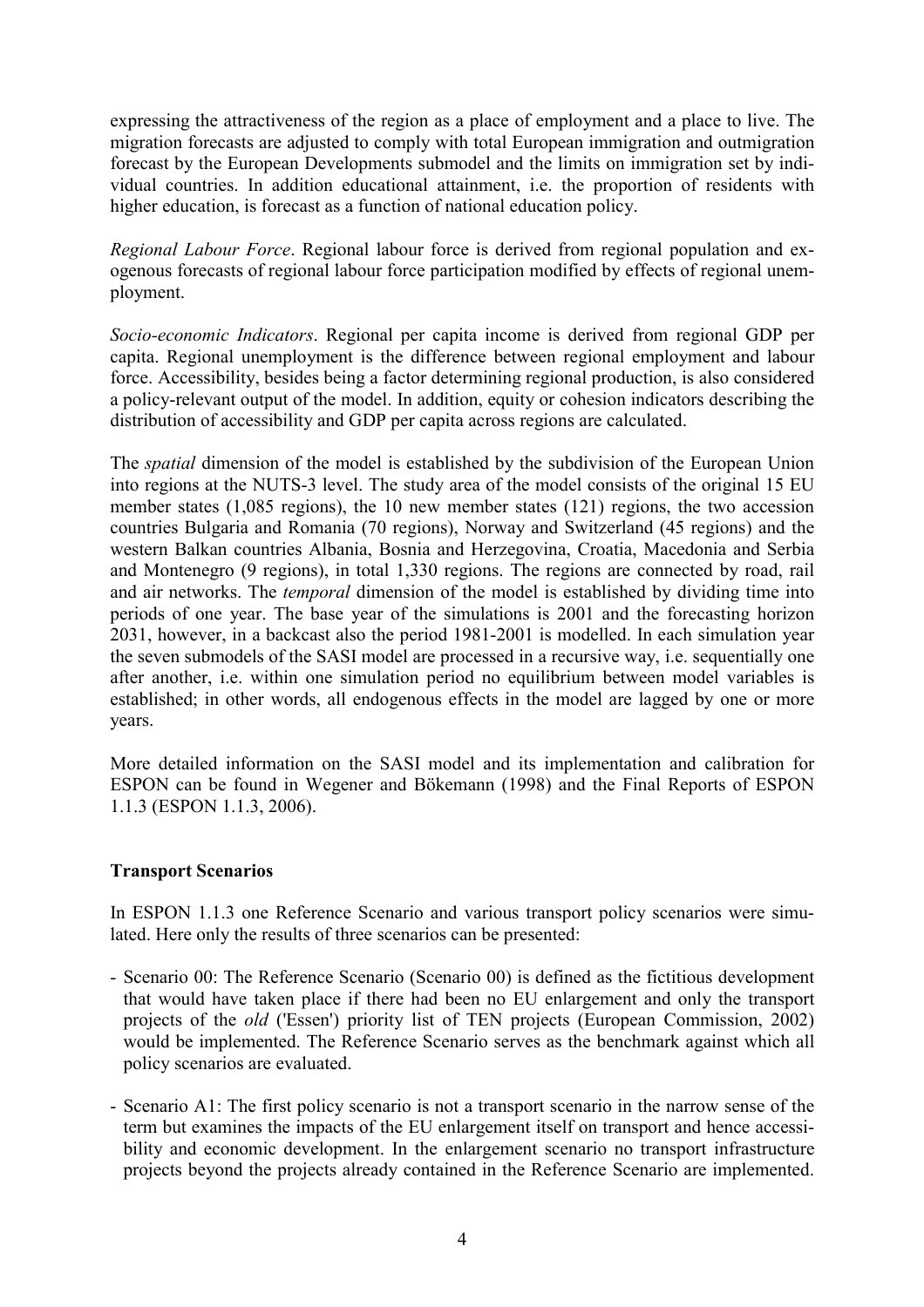expressing the attractiveness of the region as a place of employment and a place to live. The migration forecasts are adjusted to comply with total European immigration and outmigration forecast by the European Developments submodel and the limits on immigration set by individual countries. In addition educational attainment, i.e. the proportion of residents with higher education, is forecast as a function of national education policy.

*Regional Labour Force*. Regional labour force is derived from regional population and exogenous forecasts of regional labour force participation modified by effects of regional unemployment.

*Socio-economic Indicators*. Regional per capita income is derived from regional GDP per capita. Regional unemployment is the difference between regional employment and labour force. Accessibility, besides being a factor determining regional production, is also considered a policy-relevant output of the model. In addition, equity or cohesion indicators describing the distribution of accessibility and GDP per capita across regions are calculated.

The *spatial* dimension of the model is established by the subdivision of the European Union into regions at the NUTS-3 level. The study area of the model consists of the original 15 EU member states (1,085 regions), the 10 new member states (121) regions, the two accession countries Bulgaria and Romania (70 regions), Norway and Switzerland (45 regions) and the western Balkan countries Albania, Bosnia and Herzegovina, Croatia, Macedonia and Serbia and Montenegro (9 regions), in total 1,330 regions. The regions are connected by road, rail and air networks. The *temporal* dimension of the model is established by dividing time into periods of one year. The base year of the simulations is 2001 and the forecasting horizon 2031, however, in a backcast also the period 1981-2001 is modelled. In each simulation year the seven submodels of the SASI model are processed in a recursive way, i.e. sequentially one after another, i.e. within one simulation period no equilibrium between model variables is established; in other words, all endogenous effects in the model are lagged by one or more years.

More detailed information on the SASI model and its implementation and calibration for ESPON can be found in Wegener and Bökemann (1998) and the Final Reports of ESPON 1.1.3 (ESPON 1.1.3, 2006).

## Transport Scenarios

In ESPON 1.1.3 one Reference Scenario and various transport policy scenarios were simulated. Here only the results of three scenarios can be presented:

- Scenario 00: The Reference Scenario (Scenario 00) is defined as the fictitious development that would have taken place if there had been no EU enlargement and only the transport projects of the *old* ('Essen') priority list of TEN projects (European Commission, 2002) would be implemented. The Reference Scenario serves as the benchmark against which all policy scenarios are evaluated.
- Scenario A1: The first policy scenario is not a transport scenario in the narrow sense of the term but examines the impacts of the EU enlargement itself on transport and hence accessibility and economic development. In the enlargement scenario no transport infrastructure projects beyond the projects already contained in the Reference Scenario are implemented.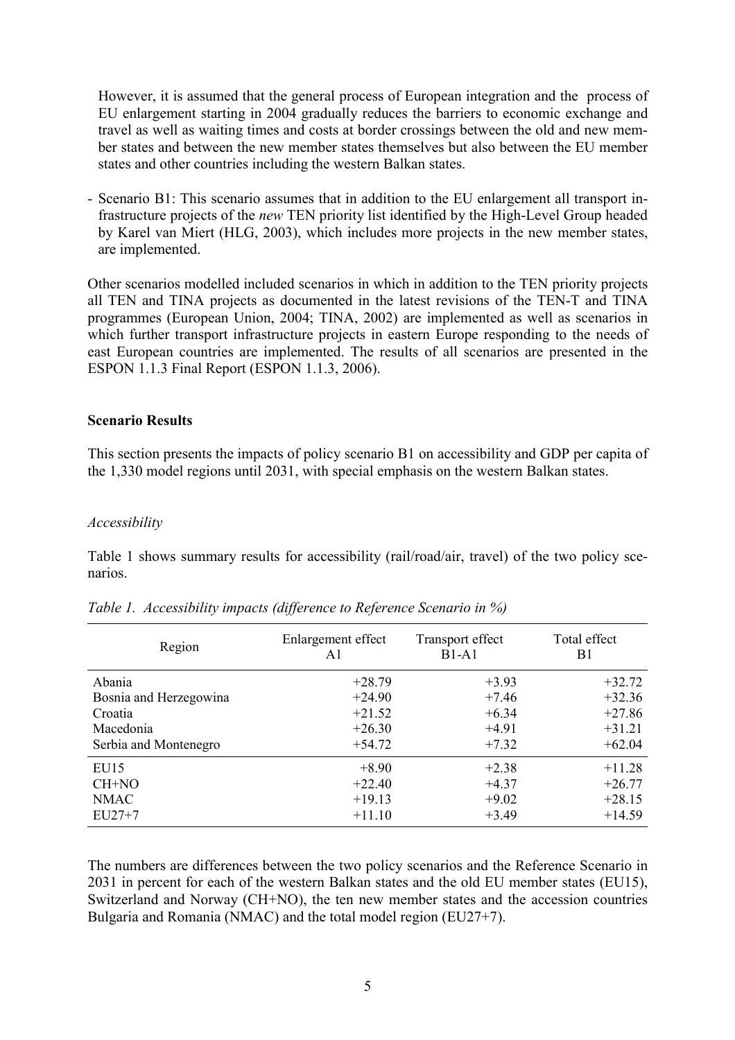However, it is assumed that the general process of European integration and the process of EU enlargement starting in 2004 gradually reduces the barriers to economic exchange and travel as well as waiting times and costs at border crossings between the old and new member states and between the new member states themselves but also between the EU member states and other countries including the western Balkan states.

- Scenario B1: This scenario assumes that in addition to the EU enlargement all transport infrastructure projects of the *new* TEN priority list identified by the High-Level Group headed by Karel van Miert (HLG, 2003), which includes more projects in the new member states, are implemented.

Other scenarios modelled included scenarios in which in addition to the TEN priority projects all TEN and TINA projects as documented in the latest revisions of the TEN-T and TINA programmes (European Union, 2004; TINA, 2002) are implemented as well as scenarios in which further transport infrastructure projects in eastern Europe responding to the needs of east European countries are implemented. The results of all scenarios are presented in the ESPON 1.1.3 Final Report (ESPON 1.1.3, 2006).

**Scenario Results**

This section presents the impacts of policy scenario B1 on accessibility and GDP per capita of the 1,330 model regions until 2031, with special emphasis on the western Balkan states.

*Accessibility*

Table 1 shows summary results for accessibility (rail/road/air, travel) of the two policy scenarios.

*Table 1. Accessibility impacts (difference to Reference Scenario in %)*

| Region | Enlargement effect A1 | Transport effect B1-A1 | Total effect B1 |
|---|---|---|---|
| Abania | +28.79 | +3.93 | +32.72 |
| Bosnia and Herzegowina | +24.90 | +7.46 | +32.36 |
| Croatia | +21.52 | +6.34 | +27.86 |
| Macedonia | +26.30 | +4.91 | +31.21 |
| Serbia and Montenegro | +54.72 | +7.32 | +62.04 |
| EU15 | +8.90 | +2.38 | +11.28 |
| CH+NO | +22.40 | +4.37 | +26.77 |
| NMAC | +19.13 | +9.02 | +28.15 |
| EU27+7 | +11.10 | +3.49 | +14.59 |

The numbers are differences between the two policy scenarios and the Reference Scenario in 2031 in percent for each of the western Balkan states and the old EU member states (EU15), Switzerland and Norway (CH+NO), the ten new member states and the accession countries Bulgaria and Romania (NMAC) and the total model region (EU27+7).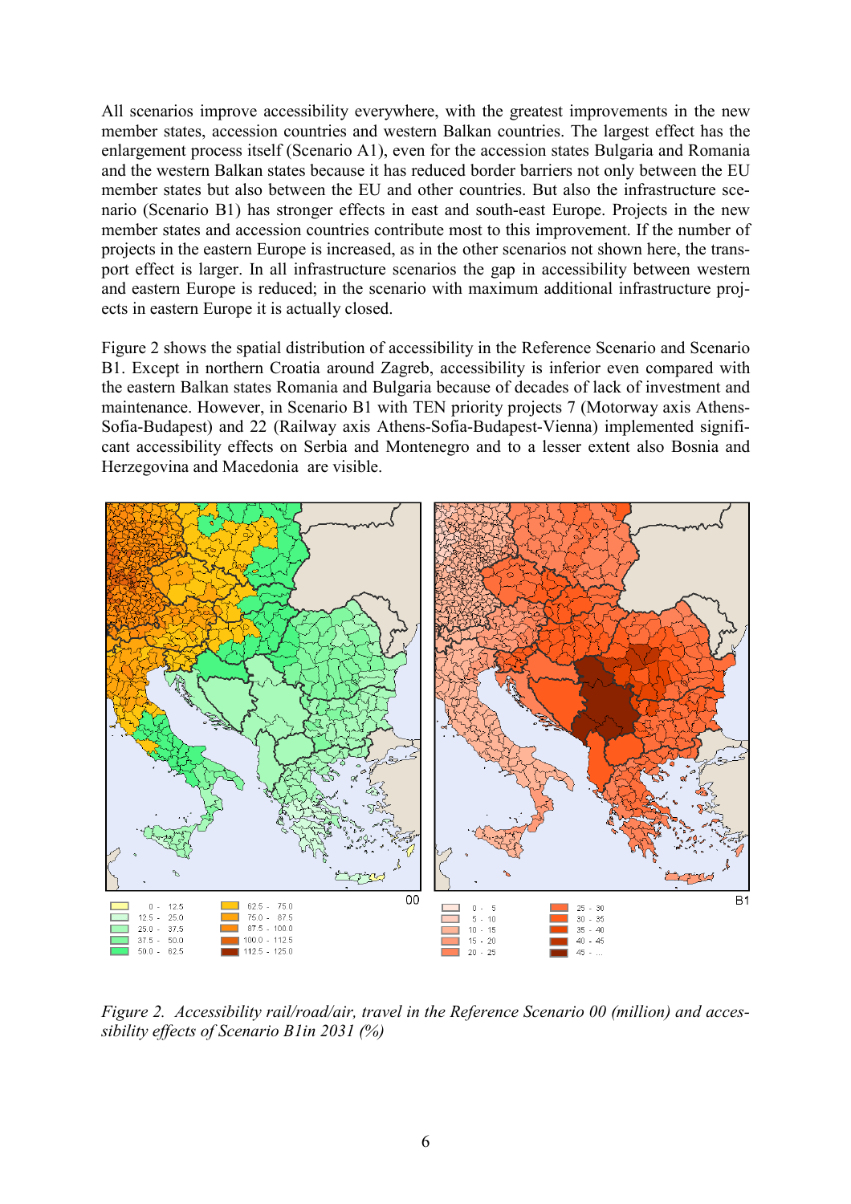All scenarios improve accessibility everywhere, with the greatest improvements in the new member states, accession countries and western Balkan countries. The largest effect has the enlargement process itself (Scenario A1), even for the accession states Bulgaria and Romania and the western Balkan states because it has reduced border barriers not only between the EU member states but also between the EU and other countries. But also the infrastructure scenario (Scenario B1) has stronger effects in east and south-east Europe. Projects in the new member states and accession countries contribute most to this improvement. If the number of projects in the eastern Europe is increased, as in the other scenarios not shown here, the transport effect is larger. In all infrastructure scenarios the gap in accessibility between western and eastern Europe is reduced; in the scenario with maximum additional infrastructure projects in eastern Europe it is actually closed.

Figure 2 shows the spatial distribution of accessibility in the Reference Scenario and Scenario B1. Except in northern Croatia around Zagreb, accessibility is inferior even compared with the eastern Balkan states Romania and Bulgaria because of decades of lack of investment and maintenance. However, in Scenario B1 with TEN priority projects 7 (Motorway axis Athens-Sofia-Budapest) and 22 (Railway axis Athens-Sofia-Budapest-Vienna) implemented significant accessibility effects on Serbia and Montenegro and to a lesser extent also Bosnia and Herzegovina and Macedonia are visible.

*Figure 2. Accessibility rail/road/air, travel in the Reference Scenario 00 (million) and accessibility effects of Scenario B1in 2031 (%)*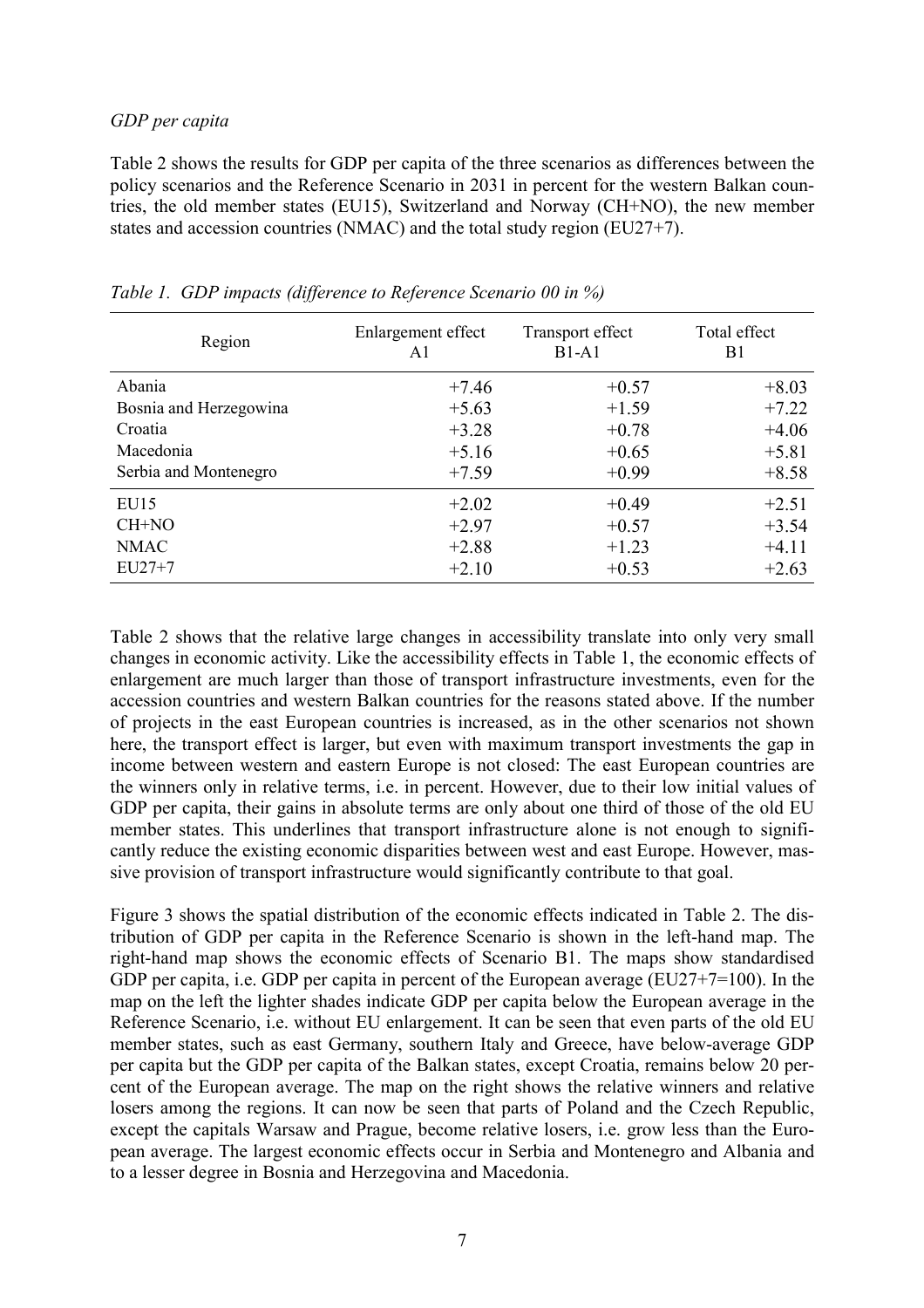*GDP per capita*

Table 2 shows the results for GDP per capita of the three scenarios as differences between the policy scenarios and the Reference Scenario in 2031 in percent for the western Balkan countries, the old member states (EU15), Switzerland and Norway (CH+NO), the new member states and accession countries (NMAC) and the total study region (EU27+7).

*Table 1. GDP impacts (difference to Reference Scenario 00 in %)*

| Region | Enlargement effect A1 | Transport effect B1-A1 | Total effect B1 |
|---|---|---|---|
| Abania | +7.46 | +0.57 | +8.03 |
| Bosnia and Herzegowina | +5.63 | +1.59 | +7.22 |
| Croatia | +3.28 | +0.78 | +4.06 |
| Macedonia | +5.16 | +0.65 | +5.81 |
| Serbia and Montenegro | +7.59 | +0.99 | +8.58 |
| EU15 | +2.02 | +0.49 | +2.51 |
| CH+NO | +2.97 | +0.57 | +3.54 |
| NMAC | +2.88 | +1.23 | +4.11 |
| EU27+7 | +2.10 | +0.53 | +2.63 |

Table 2 shows that the relative large changes in accessibility translate into only very small changes in economic activity. Like the accessibility effects in Table 1, the economic effects of enlargement are much larger than those of transport infrastructure investments, even for the accession countries and western Balkan countries for the reasons stated above. If the number of projects in the east European countries is increased, as in the other scenarios not shown here, the transport effect is larger, but even with maximum transport investments the gap in income between western and eastern Europe is not closed: The east European countries are the winners only in relative terms, i.e. in percent. However, due to their low initial values of GDP per capita, their gains in absolute terms are only about one third of those of the old EU member states. This underlines that transport infrastructure alone is not enough to significantly reduce the existing economic disparities between west and east Europe. However, massive provision of transport infrastructure would significantly contribute to that goal.

Figure 3 shows the spatial distribution of the economic effects indicated in Table 2. The distribution of GDP per capita in the Reference Scenario is shown in the left-hand map. The right-hand map shows the economic effects of Scenario B1. The maps show standardised GDP per capita, i.e. GDP per capita in percent of the European average (EU27+7=100). In the map on the left the lighter shades indicate GDP per capita below the European average in the Reference Scenario, i.e. without EU enlargement. It can be seen that even parts of the old EU member states, such as east Germany, southern Italy and Greece, have below-average GDP per capita but the GDP per capita of the Balkan states, except Croatia, remains below 20 percent of the European average. The map on the right shows the relative winners and relative losers among the regions. It can now be seen that parts of Poland and the Czech Republic, except the capitals Warsaw and Prague, become relative losers, i.e. grow less than the European average. The largest economic effects occur in Serbia and Montenegro and Albania and to a lesser degree in Bosnia and Herzegovina and Macedonia.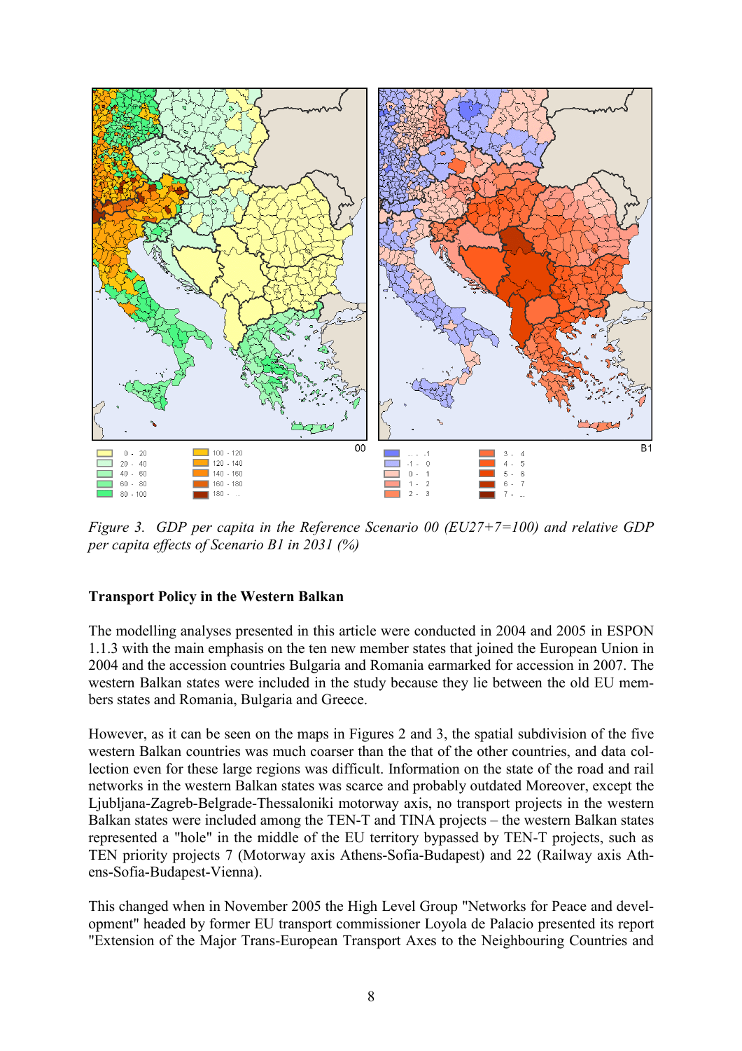*Figure 3. GDP per capita in the Reference Scenario 00 (EU27+7=100) and relative GDP per capita effects of Scenario B1 in 2031 (%)*

**Transport Policy in the Western Balkan**

The modelling analyses presented in this article were conducted in 2004 and 2005 in ESPON 1.1.3 with the main emphasis on the ten new member states that joined the European Union in 2004 and the accession countries Bulgaria and Romania earmarked for accession in 2007. The western Balkan states were included in the study because they lie between the old EU members states and Romania, Bulgaria and Greece.

However, as it can be seen on the maps in Figures 2 and 3, the spatial subdivision of the five western Balkan countries was much coarser than the that of the other countries, and data collection even for these large regions was difficult. Information on the state of the road and rail networks in the western Balkan states was scarce and probably outdated Moreover, except the Ljubljana-Zagreb-Belgrade-Thessaloniki motorway axis, no transport projects in the western Balkan states were included among the TEN-T and TINA projects – the western Balkan states represented a "hole" in the middle of the EU territory bypassed by TEN-T projects, such as TEN priority projects 7 (Motorway axis Athens-Sofia-Budapest) and 22 (Railway axis Athens-Sofia-Budapest-Vienna).

This changed when in November 2005 the High Level Group "Networks for Peace and development" headed by former EU transport commissioner Loyola de Palacio presented its report "Extension of the Major Trans-European Transport Axes to the Neighbouring Countries and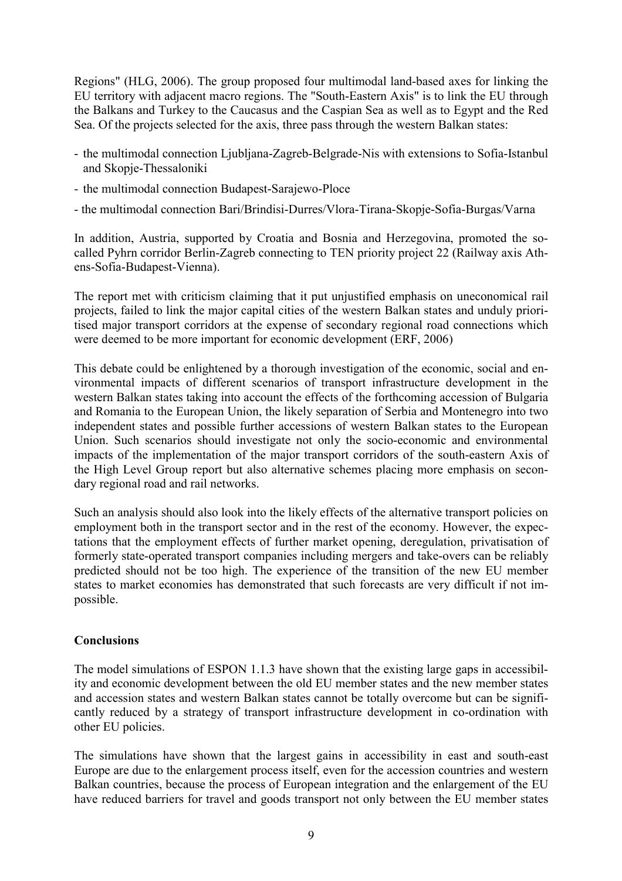Regions" (HLG, 2006). The group proposed four multimodal land-based axes for linking the EU territory with adjacent macro regions. The "South-Eastern Axis" is to link the EU through the Balkans and Turkey to the Caucasus and the Caspian Sea as well as to Egypt and the Red Sea. Of the projects selected for the axis, three pass through the western Balkan states:

- the multimodal connection Ljubljana-Zagreb-Belgrade-Nis with extensions to Sofia-Istanbul and Skopje-Thessaloniki
- the multimodal connection Budapest-Sarajewo-Ploce
- the multimodal connection Bari/Brindisi-Durres/Vlora-Tirana-Skopje-Sofia-Burgas/Varna

In addition, Austria, supported by Croatia and Bosnia and Herzegovina, promoted the so-called Pyhrn corridor Berlin-Zagreb connecting to TEN priority project 22 (Railway axis Athens-Sofia-Budapest-Vienna).

The report met with criticism claiming that it put unjustified emphasis on uneconomical rail projects, failed to link the major capital cities of the western Balkan states and unduly prioritised major transport corridors at the expense of secondary regional road connections which were deemed to be more important for economic development (ERF, 2006)

This debate could be enlightened by a thorough investigation of the economic, social and environmental impacts of different scenarios of transport infrastructure development in the western Balkan states taking into account the effects of the forthcoming accession of Bulgaria and Romania to the European Union, the likely separation of Serbia and Montenegro into two independent states and possible further accessions of western Balkan states to the European Union. Such scenarios should investigate not only the socio-economic and environmental impacts of the implementation of the major transport corridors of the south-eastern Axis of the High Level Group report but also alternative schemes placing more emphasis on secondary regional road and rail networks.

Such an analysis should also look into the likely effects of the alternative transport policies on employment both in the transport sector and in the rest of the economy. However, the expectations that the employment effects of further market opening, deregulation, privatisation of formerly state-operated transport companies including mergers and take-overs can be reliably predicted should not be too high. The experience of the transition of the new EU member states to market economies has demonstrated that such forecasts are very difficult if not impossible.

**Conclusions**

The model simulations of ESPON 1.1.3 have shown that the existing large gaps in accessibility and economic development between the old EU member states and the new member states and accession states and western Balkan states cannot be totally overcome but can be significantly reduced by a strategy of transport infrastructure development in co-ordination with other EU policies.

The simulations have shown that the largest gains in accessibility in east and south-east Europe are due to the enlargement process itself, even for the accession countries and western Balkan countries, because the process of European integration and the enlargement of the EU have reduced barriers for travel and goods transport not only between the EU member states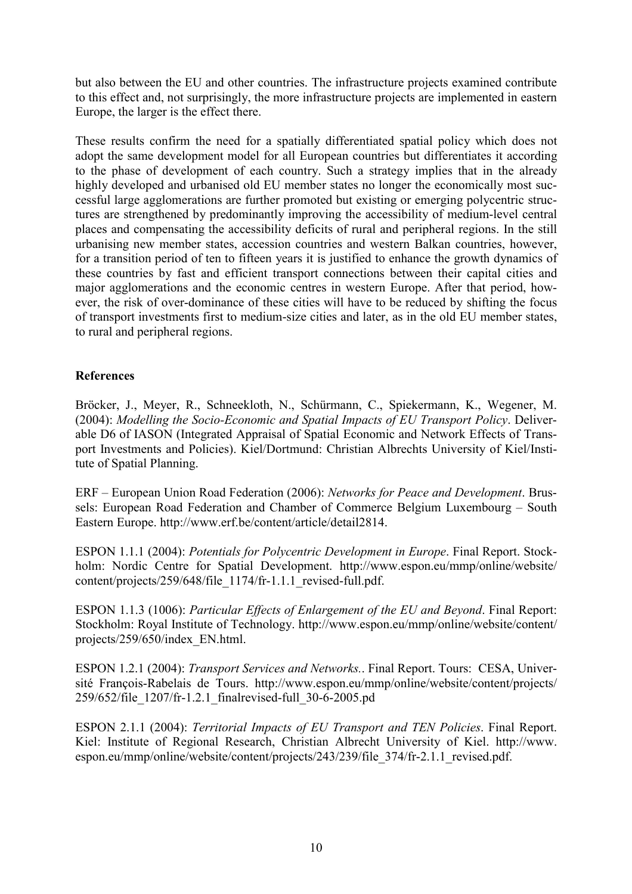but also between the EU and other countries. The infrastructure projects examined contribute to this effect and, not surprisingly, the more infrastructure projects are implemented in eastern Europe, the larger is the effect there.

These results confirm the need for a spatially differentiated spatial policy which does not adopt the same development model for all European countries but differentiates it according to the phase of development of each country. Such a strategy implies that in the already highly developed and urbanised old EU member states no longer the economically most successful large agglomerations are further promoted but existing or emerging polycentric structures are strengthened by predominantly improving the accessibility of medium-level central places and compensating the accessibility deficits of rural and peripheral regions. In the still urbanising new member states, accession countries and western Balkan countries, however, for a transition period of ten to fifteen years it is justified to enhance the growth dynamics of these countries by fast and efficient transport connections between their capital cities and major agglomerations and the economic centres in western Europe. After that period, however, the risk of over-dominance of these cities will have to be reduced by shifting the focus of transport investments first to medium-size cities and later, as in the old EU member states, to rural and peripheral regions.

## References

Bröcker, J., Meyer, R., Schneekloth, N., Schürmann, C., Spiekermann, K., Wegener, M. (2004): *Modelling the Socio-Economic and Spatial Impacts of EU Transport Policy*. Deliverable D6 of IASON (Integrated Appraisal of Spatial Economic and Network Effects of Transport Investments and Policies). Kiel/Dortmund: Christian Albrechts University of Kiel/Institute of Spatial Planning.

ERF – European Union Road Federation (2006): *Networks for Peace and Development*. Brussels: European Road Federation and Chamber of Commerce Belgium Luxembourg – South Eastern Europe. http://www.erf.be/content/article/detail2814.

ESPON 1.1.1 (2004): *Potentials for Polycentric Development in Europe*. Final Report. Stockholm: Nordic Centre for Spatial Development. http://www.espon.eu/mmp/online/website/content/projects/259/648/file_1174/fr-1.1.1_revised-full.pdf.

ESPON 1.1.3 (1006): *Particular Effects of Enlargement of the EU and Beyond*. Final Report: Stockholm: Royal Institute of Technology. http://www.espon.eu/mmp/online/website/content/projects/259/650/index_EN.html.

ESPON 1.2.1 (2004): *Transport Services and Networks.*. Final Report. Tours: CESA, Université François-Rabelais de Tours. http://www.espon.eu/mmp/online/website/content/projects/259/652/file_1207/fr-1.2.1_finalrevised-full_30-6-2005.pd

ESPON 2.1.1 (2004): *Territorial Impacts of EU Transport and TEN Policies*. Final Report. Kiel: Institute of Regional Research, Christian Albrecht University of Kiel. http://www.espon.eu/mmp/online/website/content/projects/243/239/file_374/fr-2.1.1_revised.pdf.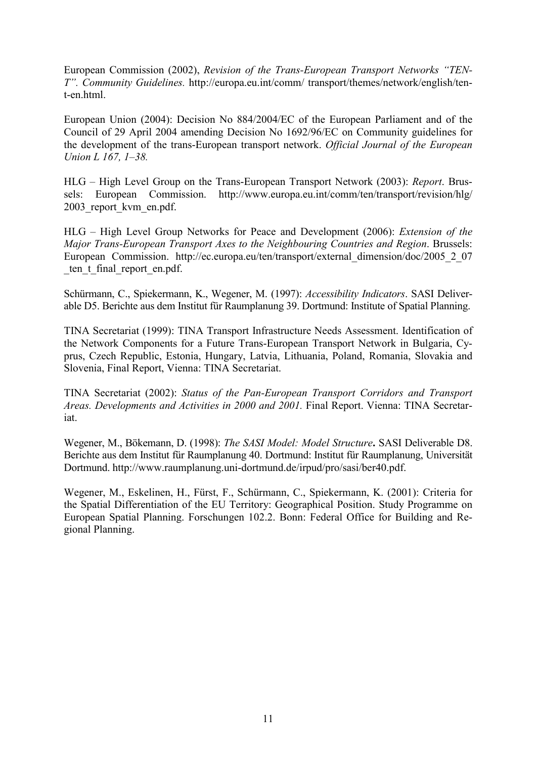European Commission (2002), *Revision of the Trans-European Transport Networks "TEN-T". Community Guidelines.* http://europa.eu.int/comm/ transport/themes/network/english/ten-t-en.html.

European Union (2004): Decision No 884/2004/EC of the European Parliament and of the Council of 29 April 2004 amending Decision No 1692/96/EC on Community guidelines for the development of the trans-European transport network. *Official Journal of the European Union L 167, 1–38.*

HLG – High Level Group on the Trans-European Transport Network (2003): *Report*. Brussels: European Commission. http://www.europa.eu.int/comm/ten/transport/revision/hlg/2003_report_kvm_en.pdf.

HLG – High Level Group Networks for Peace and Development (2006): *Extension of the Major Trans-European Transport Axes to the Neighbouring Countries and Region*. Brussels: European Commission. http://ec.europa.eu/ten/transport/external_dimension/doc/2005_2_07_ten_t_final_report_en.pdf.

Schürmann, C., Spiekermann, K., Wegener, M. (1997): *Accessibility Indicators*. SASI Deliverable D5. Berichte aus dem Institut für Raumplanung 39. Dortmund: Institute of Spatial Planning.

TINA Secretariat (1999): TINA Transport Infrastructure Needs Assessment. Identification of the Network Components for a Future Trans-European Transport Network in Bulgaria, Cyprus, Czech Republic, Estonia, Hungary, Latvia, Lithuania, Poland, Romania, Slovakia and Slovenia, Final Report, Vienna: TINA Secretariat.

TINA Secretariat (2002): *Status of the Pan-European Transport Corridors and Transport Areas. Developments and Activities in 2000 and 2001.* Final Report. Vienna: TINA Secretariat.

Wegener, M., Bökemann, D. (1998): *The SASI Model: Model Structure***.** SASI Deliverable D8. Berichte aus dem Institut für Raumplanung 40. Dortmund: Institut für Raumplanung, Universität Dortmund. http://www.raumplanung.uni-dortmund.de/irpud/pro/sasi/ber40.pdf.

Wegener, M., Eskelinen, H., Fürst, F., Schürmann, C., Spiekermann, K. (2001): Criteria for the Spatial Differentiation of the EU Territory: Geographical Position. Study Programme on European Spatial Planning. Forschungen 102.2. Bonn: Federal Office for Building and Regional Planning.